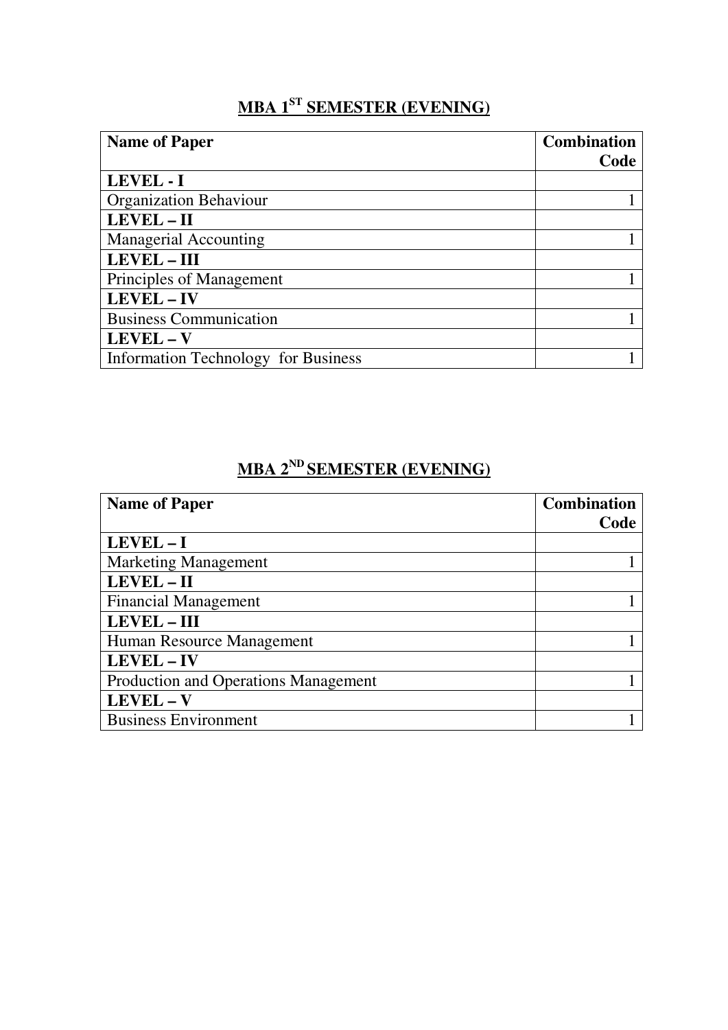## MBA 1[ST] SEMESTER (EVENING)

| **Name of Paper** | **Combination Code** |
|---|---|
| **LEVEL - I** | |
| Organization Behaviour | 1 |
| **LEVEL – II** | |
| Managerial Accounting | 1 |
| **LEVEL – III** | |
| Principles of Management | 1 |
| **LEVEL – IV** | |
| Business Communication | 1 |
| **LEVEL – V** | |
| Information Technology for Business | 1 |

## MBA 2[ND] SEMESTER (EVENING)

| **Name of Paper** | **Combination Code** |
|---|---|
| **LEVEL – I** | |
| Marketing Management | 1 |
| **LEVEL – II** | |
| Financial Management | 1 |
| **LEVEL – III** | |
| Human Resource Management | 1 |
| **LEVEL – IV** | |
| Production and Operations Management | 1 |
| **LEVEL – V** | |
| Business Environment | 1 |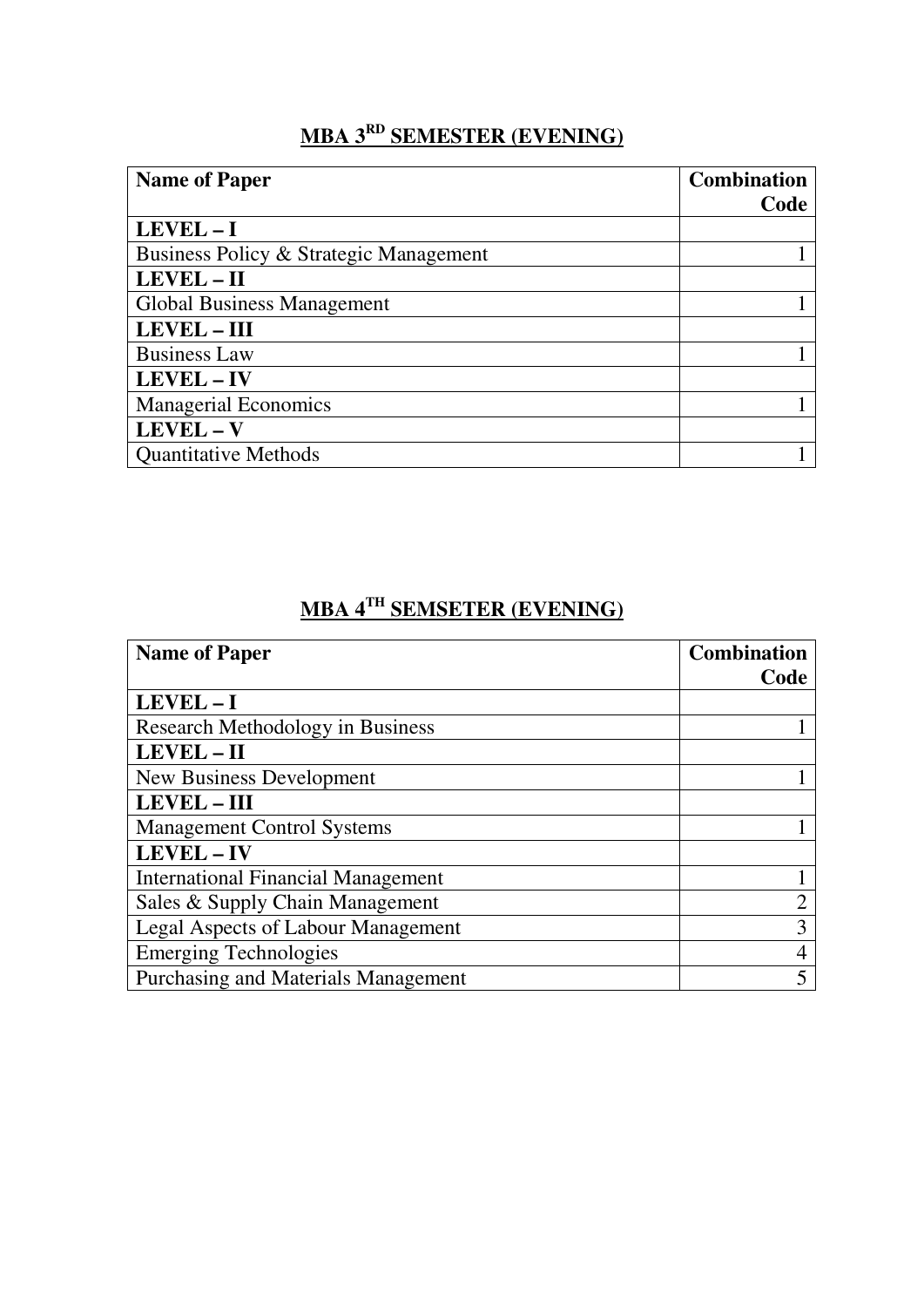## MBA 3RD SEMESTER (EVENING)

| Name of Paper | Combination Code |
|---|---|
| **LEVEL – I** | |
| Business Policy & Strategic Management | 1 |
| **LEVEL – II** | |
| Global Business Management | 1 |
| **LEVEL – III** | |
| Business Law | 1 |
| **LEVEL – IV** | |
| Managerial Economics | 1 |
| **LEVEL – V** | |
| Quantitative Methods | 1 |

## MBA 4TH SEMSETER (EVENING)

| Name of Paper | Combination Code |
|---|---|
| **LEVEL – I** | |
| Research Methodology in Business | 1 |
| **LEVEL – II** | |
| New Business Development | 1 |
| **LEVEL – III** | |
| Management Control Systems | 1 |
| **LEVEL – IV** | |
| International Financial Management | 1 |
| Sales & Supply Chain Management | 2 |
| Legal Aspects of Labour Management | 3 |
| Emerging Technologies | 4 |
| Purchasing and Materials Management | 5 |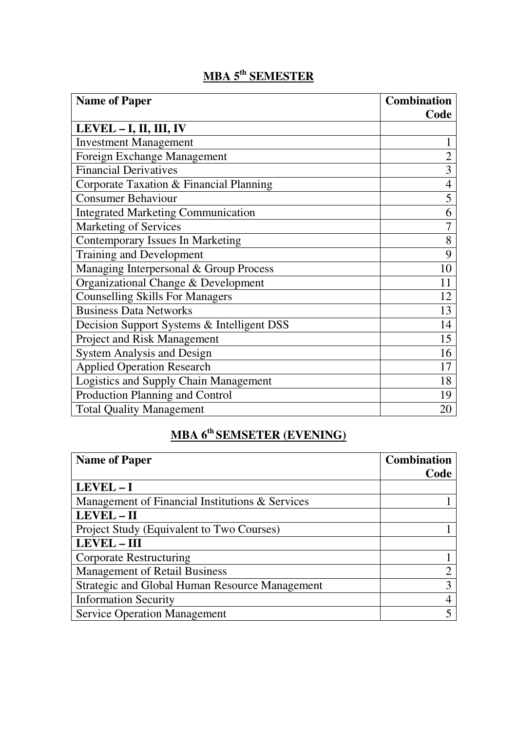## MBA 5th SEMESTER

| Name of Paper | Combination Code |
|---|---|
| **LEVEL – I, II, III, IV** | |
| Investment Management | 1 |
| Foreign Exchange Management | 2 |
| Financial Derivatives | 3 |
| Corporate Taxation & Financial Planning | 4 |
| Consumer Behaviour | 5 |
| Integrated Marketing Communication | 6 |
| Marketing of Services | 7 |
| Contemporary Issues In Marketing | 8 |
| Training and Development | 9 |
| Managing Interpersonal & Group Process | 10 |
| Organizational Change & Development | 11 |
| Counselling Skills For Managers | 12 |
| Business Data Networks | 13 |
| Decision Support Systems & Intelligent DSS | 14 |
| Project and Risk Management | 15 |
| System Analysis and Design | 16 |
| Applied Operation Research | 17 |
| Logistics and Supply Chain Management | 18 |
| Production Planning and Control | 19 |
| Total Quality Management | 20 |

## MBA 6th SEMSETER (EVENING)

| Name of Paper | Combination Code |
|---|---|
| **LEVEL – I** | |
| Management of Financial Institutions & Services | 1 |
| **LEVEL – II** | |
| Project Study (Equivalent to Two Courses) | 1 |
| **LEVEL – III** | |
| Corporate Restructuring | 1 |
| Management of Retail Business | 2 |
| Strategic and Global Human Resource Management | 3 |
| Information Security | 4 |
| Service Operation Management | 5 |